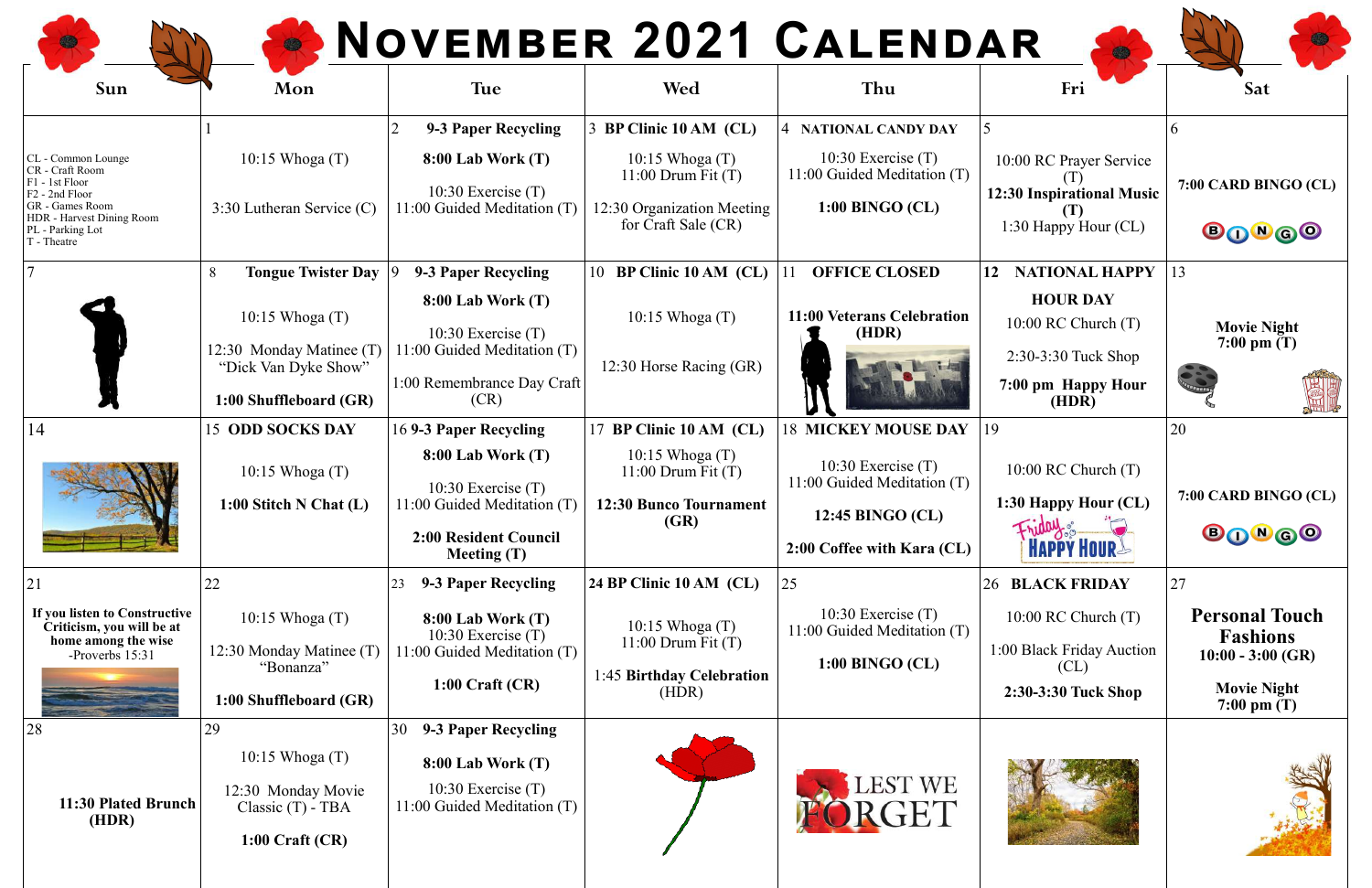# November 2021 Calendar

| Sun | Mon | Tue | Wed | Thu | Fri | Sat |
|---|---|---|---|---|---|---|
| CL - Common Lounge<br>CR - Craft Room<br>F1 - 1st Floor<br>F2 - 2nd Floor<br>GR - Games Room<br>HDR - Harvest Dining Room<br>PL - Parking Lot<br>T - Theatre | 1<br>10:15 Whoga (T)<br>3:30 Lutheran Service (C) | 2 **9-3 Paper Recycling**<br>**8:00 Lab Work (T)**<br>10:30 Exercise (T)<br>11:00 Guided Meditation (T) | 3 **BP Clinic 10 AM (CL)**<br>10:15 Whoga (T)<br>11:00 Drum Fit (T)<br>12:30 Organization Meeting for Craft Sale (CR) | 4 **NATIONAL CANDY DAY**<br>10:30 Exercise (T)<br>11:00 Guided Meditation (T)<br>**1:00 BINGO (CL)** | 5<br>10:00 RC Prayer Service (T)<br>**12:30 Inspirational Music (T)**<br>1:30 Happy Hour (CL) | 6<br>**7:00 CARD BINGO (CL)**<br>BINGO |
| 7 | 8 **Tongue Twister Day**<br>10:15 Whoga (T)<br>12:30 Monday Matinee (T) "Dick Van Dyke Show"<br>**1:00 Shuffleboard (GR)** | 9 **9-3 Paper Recycling**<br>**8:00 Lab Work (T)**<br>10:30 Exercise (T)<br>11:00 Guided Meditation (T)<br>1:00 Remembrance Day Craft (CR) | 10 **BP Clinic 10 AM (CL)**<br>10:15 Whoga (T)<br>12:30 Horse Racing (GR) | 11 **OFFICE CLOSED**<br>**11:00 Veterans Celebration (HDR)** | 12 **NATIONAL HAPPY HOUR DAY**<br>10:00 RC Church (T)<br>2:30-3:30 Tuck Shop<br>**7:00 pm Happy Hour (HDR)** | 13<br>**Movie Night 7:00 pm (T)** |
| 14 | 15 **ODD SOCKS DAY**<br>10:15 Whoga (T)<br>**1:00 Stitch N Chat (L)** | 16 **9-3 Paper Recycling**<br>**8:00 Lab Work (T)**<br>10:30 Exercise (T)<br>11:00 Guided Meditation (T)<br>**2:00 Resident Council Meeting (T)** | 17 **BP Clinic 10 AM (CL)**<br>10:15 Whoga (T)<br>11:00 Drum Fit (T)<br>**12:30 Bunco Tournament (GR)** | 18 **MICKEY MOUSE DAY**<br>10:30 Exercise (T)<br>11:00 Guided Meditation (T)<br>**12:45 BINGO (CL)**<br>**2:00 Coffee with Kara (CL)** | 19<br>10:00 RC Church (T)<br>**1:30 Happy Hour (CL)**<br>Friday Happy Hour | 20<br>**7:00 CARD BINGO (CL)**<br>BINGO |
| 21<br>**If you listen to Constructive Criticism, you will be at home among the wise**<br>-Proverbs 15:31 | 22<br>10:15 Whoga (T)<br>12:30 Monday Matinee (T) "Bonanza"<br>**1:00 Shuffleboard (GR)** | 23 **9-3 Paper Recycling**<br>**8:00 Lab Work (T)**<br>10:30 Exercise (T)<br>11:00 Guided Meditation (T)<br>**1:00 Craft (CR)** | 24 **BP Clinic 10 AM (CL)**<br>10:15 Whoga (T)<br>11:00 Drum Fit (T)<br>1:45 **Birthday Celebration** (HDR) | 25<br>10:30 Exercise (T)<br>11:00 Guided Meditation (T)<br>**1:00 BINGO (CL)** | 26 **BLACK FRIDAY**<br>10:00 RC Church (T)<br>1:00 Black Friday Auction (CL)<br>**2:30-3:30 Tuck Shop** | 27<br>**Personal Touch Fashions**<br>**10:00 - 3:00 (GR)**<br>**Movie Night 7:00 pm (T)** |
| 28<br>**11:30 Plated Brunch (HDR)** | 29<br>10:15 Whoga (T)<br>12:30 Monday Movie Classic (T) - TBA<br>**1:00 Craft (CR)** | 30 **9-3 Paper Recycling**<br>**8:00 Lab Work (T)**<br>10:30 Exercise (T)<br>11:00 Guided Meditation (T) | | LEST WE FORGET | | |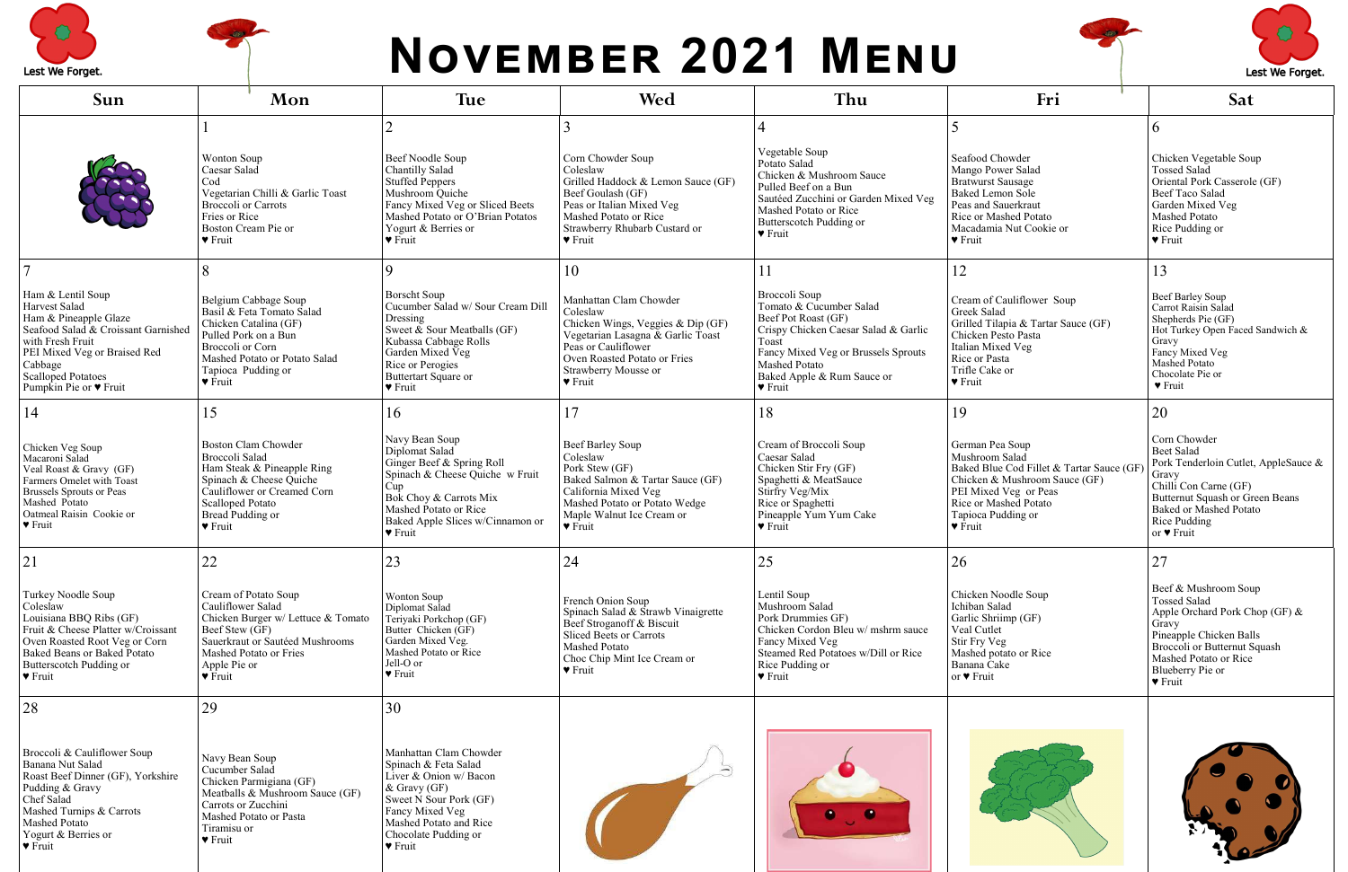Lest We Forget.

# November 2021 Menu

Lest We Forget.

| Sun | Mon | Tue | Wed | Thu | Fri | Sat |
|---|---|---|---|---|---|---|
| | 1<br>Wonton Soup<br>Caesar Salad<br>Cod<br>Vegetarian Chilli & Garlic Toast<br>Broccoli or Carrots<br>Fries or Rice<br>Boston Cream Pie or<br>♥ Fruit | 2<br>Beef Noodle Soup<br>Chantilly Salad<br>Stuffed Peppers<br>Mushroom Quiche<br>Fancy Mixed Veg or Sliced Beets<br>Mashed Potato or O'Brian Potatos<br>Yogurt & Berries or<br>♥ Fruit | 3<br>Corn Chowder Soup<br>Coleslaw<br>Grilled Haddock & Lemon Sauce (GF)<br>Beef Goulash (GF)<br>Peas or Italian Mixed Veg<br>Mashed Potato or Rice<br>Strawberry Rhubarb Custard or<br>♥ Fruit | 4<br>Vegetable Soup<br>Potato Salad<br>Chicken & Mushroom Sauce<br>Pulled Beef on a Bun<br>Sautéed Zucchini or Garden Mixed Veg<br>Mashed Potato or Rice<br>Butterscotch Pudding or<br>♥ Fruit | 5<br>Seafood Chowder<br>Mango Power Salad<br>Bratwurst Sausage<br>Baked Lemon Sole<br>Peas and Sauerkraut<br>Rice or Mashed Potato<br>Macadamia Nut Cookie or<br>♥ Fruit | 6<br>Chicken Vegetable Soup<br>Tossed Salad<br>Oriental Pork Casserole (GF)<br>Beef Taco Salad<br>Garden Mixed Veg<br>Mashed Potato<br>Rice Pudding or<br>♥ Fruit |
| 7<br>Ham & Lentil Soup<br>Harvest Salad<br>Ham & Pineapple Glaze<br>Seafood Salad & Croissant Garnished with Fresh Fruit<br>PEI Mixed Veg or Braised Red Cabbage<br>Scalloped Potatoes<br>Pumpkin Pie or ♥ Fruit | 8<br>Belgium Cabbage Soup<br>Basil & Feta Tomato Salad<br>Chicken Catalina (GF)<br>Pulled Pork on a Bun<br>Broccoli or Corn<br>Mashed Potato or Potato Salad<br>Tapioca Pudding or<br>♥ Fruit | 9<br>Borscht Soup<br>Cucumber Salad w/ Sour Cream Dill Dressing<br>Sweet & Sour Meatballs (GF)<br>Kubassa Cabbage Rolls<br>Garden Mixed Veg<br>Rice or Perogies<br>Buttertart Square or<br>♥ Fruit | 10<br>Manhattan Clam Chowder<br>Coleslaw<br>Chicken Wings, Veggies & Dip (GF)<br>Vegetarian Lasagna & Garlic Toast<br>Peas or Cauliflower<br>Oven Roasted Potato or Fries<br>Strawberry Mousse or<br>♥ Fruit | 11<br>Broccoli Soup<br>Tomato & Cucumber Salad<br>Beef Pot Roast (GF)<br>Crispy Chicken Caesar Salad & Garlic Toast<br>Fancy Mixed Veg or Brussels Sprouts<br>Mashed Potato<br>Baked Apple & Rum Sauce or<br>♥ Fruit | 12<br>Cream of Cauliflower Soup<br>Greek Salad<br>Grilled Tilapia & Tartar Sauce (GF)<br>Chicken Pesto Pasta<br>Italian Mixed Veg<br>Rice or Pasta<br>Trifle Cake or<br>♥ Fruit | 13<br>Beef Barley Soup<br>Carrot Raisin Salad<br>Shepherds Pie (GF)<br>Hot Turkey Open Faced Sandwich & Gravy<br>Fancy Mixed Veg<br>Mashed Potato<br>Chocolate Pie or<br>♥ Fruit |
| 14<br>Chicken Veg Soup<br>Macaroni Salad<br>Veal Roast & Gravy (GF)<br>Farmers Omelet with Toast<br>Brussels Sprouts or Peas<br>Mashed Potato<br>Oatmeal Raisin Cookie or<br>♥ Fruit | 15<br>Boston Clam Chowder<br>Broccoli Salad<br>Ham Steak & Pineapple Ring<br>Spinach & Cheese Quiche<br>Cauliflower or Creamed Corn<br>Scalloped Potato<br>Bread Pudding or<br>♥ Fruit | 16<br>Navy Bean Soup<br>Diplomat Salad<br>Ginger Beef & Spring Roll<br>Spinach & Cheese Quiche w Fruit Cup<br>Bok Choy & Carrots Mix<br>Mashed Potato or Rice<br>Baked Apple Slices w/Cinnamon or<br>♥ Fruit | 17<br>Beef Barley Soup<br>Coleslaw<br>Pork Stew (GF)<br>Baked Salmon & Tartar Sauce (GF)<br>California Mixed Veg<br>Mashed Potato or Potato Wedge<br>Maple Walnut Ice Cream or<br>♥ Fruit | 18<br>Cream of Broccoli Soup<br>Caesar Salad<br>Chicken Stir Fry (GF)<br>Spaghetti & MeatSauce<br>Stirfry Veg/Mix<br>Rice or Spaghetti<br>Pineapple Yum Yum Cake<br>♥ Fruit | 19<br>German Pea Soup<br>Mushroom Salad<br>Baked Blue Cod Fillet & Tartar Sauce (GF)<br>Chicken & Mushroom Sauce (GF)<br>PEI Mixed Veg or Peas<br>Rice or Mashed Potato<br>Tapioca Pudding or<br>♥ Fruit | 20<br>Corn Chowder<br>Beet Salad<br>Pork Tenderloin Cutlet, AppleSauce & Gravy<br>Chilli Con Carne (GF)<br>Butternut Squash or Green Beans<br>Baked or Mashed Potato<br>Rice Pudding<br>or ♥ Fruit |
| 21<br>Turkey Noodle Soup<br>Coleslaw<br>Louisiana BBQ Ribs (GF)<br>Fruit & Cheese Platter w/Croissant<br>Oven Roasted Root Veg or Corn<br>Baked Beans or Baked Potato<br>Butterscotch Pudding or<br>♥ Fruit | 22<br>Cream of Potato Soup<br>Cauliflower Salad<br>Chicken Burger w/ Lettuce & Tomato<br>Beef Stew (GF)<br>Sauerkraut or Sautéed Mushrooms<br>Mashed Potato or Fries<br>Apple Pie or<br>♥ Fruit | 23<br>Wonton Soup<br>Diplomat Salad<br>Teriyaki Porkchop (GF)<br>Butter Chicken (GF)<br>Garden Mixed Veg.<br>Mashed Potato or Rice<br>Jell-O or<br>♥ Fruit | 24<br>French Onion Soup<br>Spinach Salad & Strawb Vinaigrette<br>Beef Stroganoff & Biscuit<br>Sliced Beets or Carrots<br>Mashed Potato<br>Choc Chip Mint Ice Cream or<br>♥ Fruit | 25<br>Lentil Soup<br>Mushroom Salad<br>Pork Drummies GF)<br>Chicken Cordon Bleu w/ mshrm sauce<br>Fancy Mixed Veg<br>Steamed Red Potatoes w/Dill or Rice<br>Rice Pudding or<br>♥ Fruit | 26<br>Chicken Noodle Soup<br>Ichiban Salad<br>Garlic Shriimp (GF)<br>Veal Cutlet<br>Stir Fry Veg<br>Mashed potato or Rice<br>Banana Cake<br>or ♥ Fruit | 27<br>Beef & Mushroom Soup<br>Tossed Salad<br>Apple Orchard Pork Chop (GF) & Gravy<br>Pineapple Chicken Balls<br>Broccoli or Butternut Squash<br>Mashed Potato or Rice<br>Blueberry Pie or<br>♥ Fruit |
| 28<br>Broccoli & Cauliflower Soup<br>Banana Nut Salad<br>Roast Beef Dinner (GF), Yorkshire Pudding & Gravy<br>Chef Salad<br>Mashed Turnips & Carrots<br>Mashed Potato<br>Yogurt & Berries or<br>♥ Fruit | 29<br>Navy Bean Soup<br>Cucumber Salad<br>Chicken Parmigiana (GF)<br>Meatballs & Mushroom Sauce (GF)<br>Carrots or Zucchini<br>Mashed Potato or Pasta<br>Tiramisu or<br>♥ Fruit | 30<br>Manhattan Clam Chowder<br>Spinach & Feta Salad<br>Liver & Onion w/ Bacon & Gravy (GF)<br>Sweet N Sour Pork (GF)<br>Fancy Mixed Veg<br>Mashed Potato and Rice<br>Chocolate Pudding or<br>♥ Fruit | | | | |